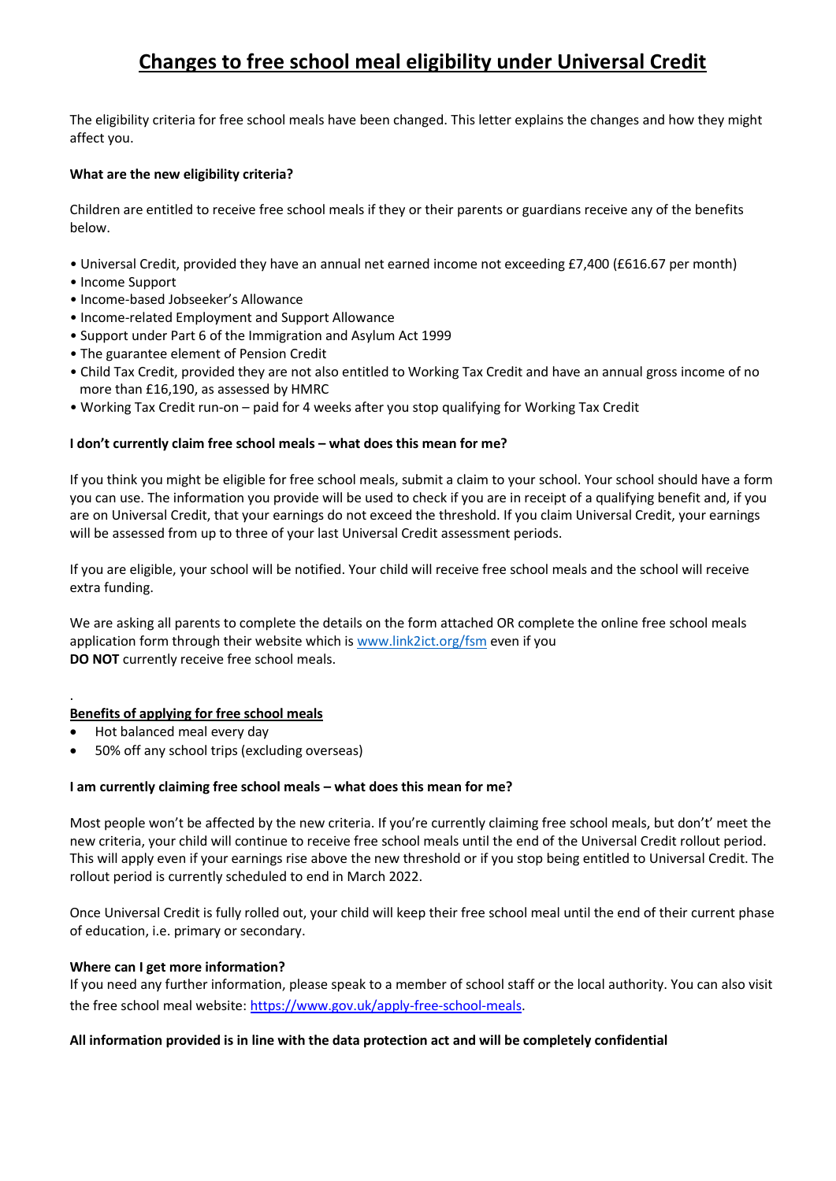# Changes to free school meal eligibility under Universal Credit

The eligibility criteria for free school meals have been changed. This letter explains the changes and how they might affect you.

**What are the new eligibility criteria?**

Children are entitled to receive free school meals if they or their parents or guardians receive any of the benefits below.

- Universal Credit, provided they have an annual net earned income not exceeding £7,400 (£616.67 per month)
- Income Support
- Income-based Jobseeker's Allowance
- Income-related Employment and Support Allowance
- Support under Part 6 of the Immigration and Asylum Act 1999
- The guarantee element of Pension Credit
- Child Tax Credit, provided they are not also entitled to Working Tax Credit and have an annual gross income of no more than £16,190, as assessed by HMRC
- Working Tax Credit run-on – paid for 4 weeks after you stop qualifying for Working Tax Credit

**I don't currently claim free school meals – what does this mean for me?**

If you think you might be eligible for free school meals, submit a claim to your school. Your school should have a form you can use. The information you provide will be used to check if you are in receipt of a qualifying benefit and, if you are on Universal Credit, that your earnings do not exceed the threshold. If you claim Universal Credit, your earnings will be assessed from up to three of your last Universal Credit assessment periods.

If you are eligible, your school will be notified. Your child will receive free school meals and the school will receive extra funding.

We are asking all parents to complete the details on the form attached OR complete the online free school meals application form through their website which is [www.link2ict.org/fsm](www.link2ict.org/fsm) even if you **DO NOT** currently receive free school meals.

.

**Benefits of applying for free school meals**

- Hot balanced meal every day
- 50% off any school trips (excluding overseas)

**I am currently claiming free school meals – what does this mean for me?**

Most people won't be affected by the new criteria. If you're currently claiming free school meals, but don't' meet the new criteria, your child will continue to receive free school meals until the end of the Universal Credit rollout period. This will apply even if your earnings rise above the new threshold or if you stop being entitled to Universal Credit. The rollout period is currently scheduled to end in March 2022.

Once Universal Credit is fully rolled out, your child will keep their free school meal until the end of their current phase of education, i.e. primary or secondary.

**Where can I get more information?**

If you need any further information, please speak to a member of school staff or the local authority. You can also visit the free school meal website: [https://www.gov.uk/apply-free-school-meals](https://www.gov.uk/apply-free-school-meals).

**All information provided is in line with the data protection act and will be completely confidential**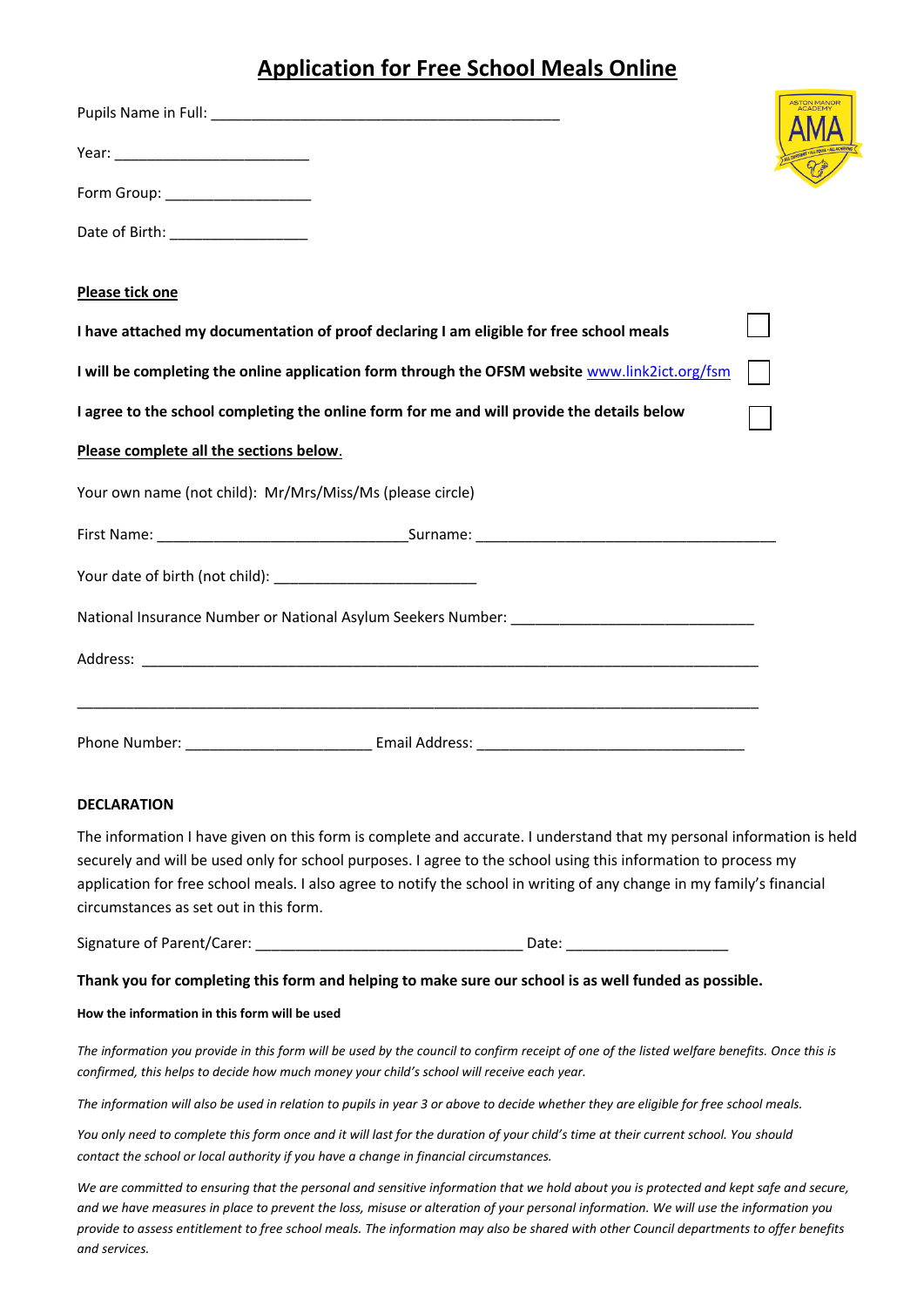# Application for Free School Meals Online

Pupils Name in Full: ____________________________________________

Year: _________________________

Form Group: ___________________

Date of Birth: __________________

**Please tick one**

**I have attached my documentation of proof declaring I am eligible for free school meals** ☐

**I will be completing the online application form through the OFSM website** [www.link2ict.org/fsm](www.link2ict.org/fsm) ☐

**I agree to the school completing the online form for me and will provide the details below** ☐

**Please complete all the sections below.**

Your own name (not child): Mr/Mrs/Miss/Ms (please circle)

First Name: ________________________________ Surname: ______________________________________

Your date of birth (not child): _________________________

National Insurance Number or National Asylum Seekers Number: ______________________________

Address: ______________________________________________________________________________

_______________________________________________________________________________________

Phone Number: ________________________ Email Address: __________________________________

**DECLARATION**

The information I have given on this form is complete and accurate. I understand that my personal information is held securely and will be used only for school purposes. I agree to the school using this information to process my application for free school meals. I also agree to notify the school in writing of any change in my family's financial circumstances as set out in this form.

Signature of Parent/Carer: __________________________________ Date: ____________________

**Thank you for completing this form and helping to make sure our school is as well funded as possible.**

**How the information in this form will be used**

*The information you provide in this form will be used by the council to confirm receipt of one of the listed welfare benefits. Once this is confirmed, this helps to decide how much money your child's school will receive each year.*

*The information will also be used in relation to pupils in year 3 or above to decide whether they are eligible for free school meals.*

*You only need to complete this form once and it will last for the duration of your child's time at their current school. You should contact the school or local authority if you have a change in financial circumstances.*

*We are committed to ensuring that the personal and sensitive information that we hold about you is protected and kept safe and secure, and we have measures in place to prevent the loss, misuse or alteration of your personal information. We will use the information you provide to assess entitlement to free school meals. The information may also be shared with other Council departments to offer benefits and services.*